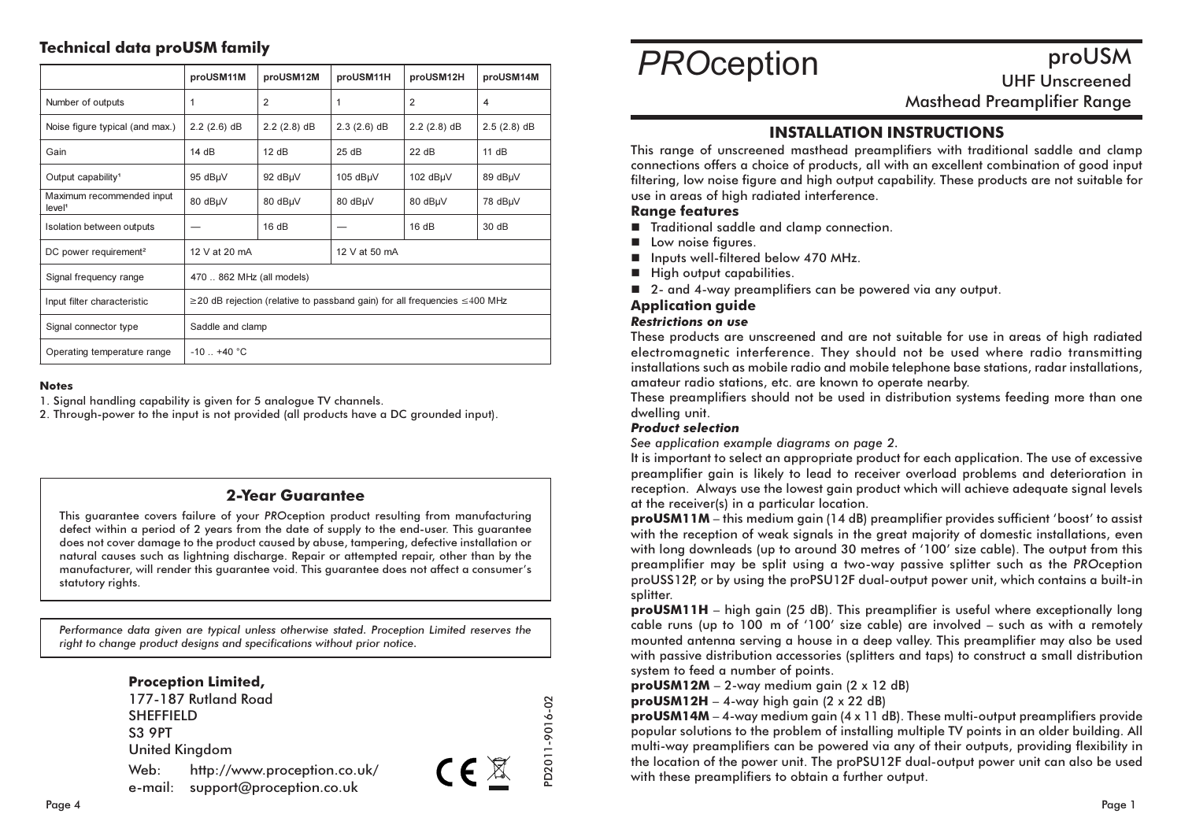## Technical data proUSM family

| | proUSM11M | proUSM12M | proUSM11H | proUSM12H | proUSM14M |
|---|---|---|---|---|---|
| Number of outputs | 1 | 2 | 1 | 2 | 4 |
| Noise figure typical (and max.) | 2.2 (2.6) dB | 2.2 (2.8) dB | 2.3 (2.6) dB | 2.2 (2.8) dB | 2.5 (2.8) dB |
| Gain | 14 dB | 12 dB | 25 dB | 22 dB | 11 dB |
| Output capability[1] | 95 dBµV | 92 dBµV | 105 dBµV | 102 dBµV | 89 dBµV |
| Maximum recommended input level[1] | 80 dBµV | 80 dBµV | 80 dBµV | 80 dBµV | 78 dBµV |
| Isolation between outputs | — | 16 dB | — | 16 dB | 30 dB |
| DC power requirement[2] | 12 V at 20 mA | | 12 V at 50 mA | | |
| Signal frequency range | 470 .. 862 MHz (all models) | | | | |
| Input filter characteristic | ≥20 dB rejection (relative to passband gain) for all frequencies ≤400 MHz | | | | |
| Signal connector type | Saddle and clamp | | | | |
| Operating temperature range | -10 .. +40 °C | | | | |

**Notes**

1. Signal handling capability is given for 5 analogue TV channels.
2. Through-power to the input is not provided (all products have a DC grounded input).

### 2-Year Guarantee

This guarantee covers failure of your *PRO*ception product resulting from manufacturing defect within a period of 2 years from the date of supply to the end-user. This guarantee does not cover damage to the product caused by abuse, tampering, defective installation or natural causes such as lightning discharge. Repair or attempted repair, other than by the manufacturer, will render this guarantee void. This guarantee does not affect a consumer's statutory rights.

*Performance data given are typical unless otherwise stated. Proception Limited reserves the right to change product designs and specifications without prior notice.*

**Proception Limited,**
177-187 Rutland Road
SHEFFIELD
S3 9PT
United Kingdom
Web: http://www.proception.co.uk/
e-mail: support@proception.co.uk

PD2011-9016-02

# *PRO*ception

## proUSM
UHF Unscreened
Masthead Preamplifier Range

## INSTALLATION INSTRUCTIONS

This range of unscreened masthead preamplifiers with traditional saddle and clamp connections offers a choice of products, all with an excellent combination of good input filtering, low noise figure and high output capability. These products are not suitable for use in areas of high radiated interference.

### Range features

- Traditional saddle and clamp connection.
- Low noise figures.
- Inputs well-filtered below 470 MHz.
- High output capabilities.
- 2- and 4-way preamplifiers can be powered via any output.

### Application guide

***Restrictions on use***

These products are unscreened and are not suitable for use in areas of high radiated electromagnetic interference. They should not be used where radio transmitting installations such as mobile radio and mobile telephone base stations, radar installations, amateur radio stations, etc. are known to operate nearby.

These preamplifiers should not be used in distribution systems feeding more than one dwelling unit.

***Product selection***

*See application example diagrams on page 2.*

It is important to select an appropriate product for each application. The use of excessive preamplifier gain is likely to lead to receiver overload problems and deterioration in reception. Always use the lowest gain product which will achieve adequate signal levels at the receiver(s) in a particular location.

**proUSM11M** – this medium gain (14 dB) preamplifier provides sufficient 'boost' to assist with the reception of weak signals in the great majority of domestic installations, even with long downleads (up to around 30 metres of '100' size cable). The output from this preamplifier may be split using a two-way passive splitter such as the *PRO*ception proUSS12P, or by using the proPSU12F dual-output power unit, which contains a built-in splitter.

**proUSM11H** – high gain (25 dB). This preamplifier is useful where exceptionally long cable runs (up to 100 m of '100' size cable) are involved – such as with a remotely mounted antenna serving a house in a deep valley. This preamplifier may also be used with passive distribution accessories (splitters and taps) to construct a small distribution system to feed a number of points.

**proUSM12M** – 2-way medium gain (2 x 12 dB)

**proUSM12H** – 4-way high gain (2 x 22 dB)

**proUSM14M** – 4-way medium gain (4 x 11 dB). These multi-output preamplifiers provide popular solutions to the problem of installing multiple TV points in an older building. All multi-way preamplifiers can be powered via any of their outputs, providing flexibility in the location of the power unit. The proPSU12F dual-output power unit can also be used with these preamplifiers to obtain a further output.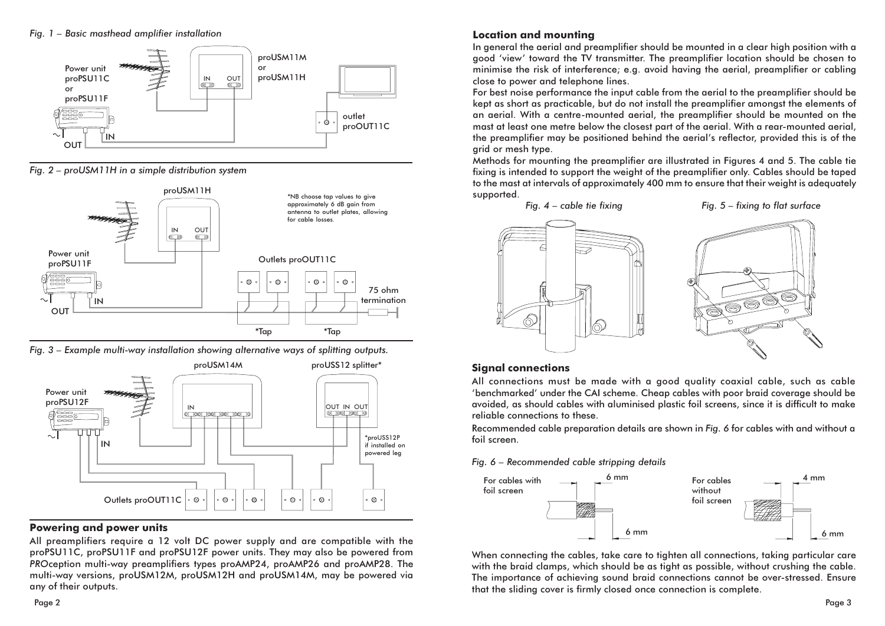*Fig. 1 – Basic masthead amplifier installation*

Power unit
proPSU11C
or
proPSU11F

OUT
IN

proUSM11M
or
proUSM11H

IN OUT

outlet
proOUT11C

*Fig. 2 – proUSM11H in a simple distribution system*

proUSM11H

IN OUT

*NB choose tap values to give approximately 6 dB gain from antenna to outlet plates, allowing for cable losses.

Power unit
proPSU11F

OUT
IN

Outlets proOUT11C

75 ohm
termination

*Tap *Tap

*Fig. 3 – Example multi-way installation showing alternative ways of splitting outputs.*

proUSM14M

proUSS12 splitter*

Power unit
proPSU12F

IN

IN

OUT IN OUT

*proUSS12P
if installed on
powered leg

Outlets proOUT11C

## Powering and power units

All preamplifiers require a 12 volt DC power supply and are compatible with the proPSU11C, proPSU11F and proPSU12F power units. They may also be powered from *PRO*ception multi-way preamplifiers types proAMP24, proAMP26 and proAMP28. The multi-way versions, proUSM12M, proUSM12H and proUSM14M, may be powered via any of their outputs.

## Location and mounting

In general the aerial and preamplifier should be mounted in a clear high position with a good 'view' toward the TV transmitter. The preamplifier location should be chosen to minimise the risk of interference; e.g. avoid having the aerial, preamplifier or cabling close to power and telephone lines.

For best noise performance the input cable from the aerial to the preamplifier should be kept as short as practicable, but do not install the preamplifier amongst the elements of an aerial. With a centre-mounted aerial, the preamplifier should be mounted on the mast at least one metre below the closest part of the aerial. With a rear-mounted aerial, the preamplifier may be positioned behind the aerial's reflector, provided this is of the grid or mesh type.

Methods for mounting the preamplifier are illustrated in Figures 4 and 5. The cable tie fixing is intended to support the weight of the preamplifier only. Cables should be taped to the mast at intervals of approximately 400 mm to ensure that their weight is adequately supported.

*Fig. 4 – cable tie fixing*

*Fig. 5 – fixing to flat surface*

## Signal connections

All connections must be made with a good quality coaxial cable, such as cable 'benchmarked' under the CAI scheme. Cheap cables with poor braid coverage should be avoided, as should cables with aluminised plastic foil screens, since it is difficult to make reliable connections to these.

Recommended cable preparation details are shown in *Fig. 6* for cables with and without a foil screen.

*Fig. 6 – Recommended cable stripping details*

For cables with foil screen

6 mm

6 mm

For cables without foil screen

4 mm

6 mm

When connecting the cables, take care to tighten all connections, taking particular care with the braid clamps, which should be as tight as possible, without crushing the cable. The importance of achieving sound braid connections cannot be over-stressed. Ensure that the sliding cover is firmly closed once connection is complete.